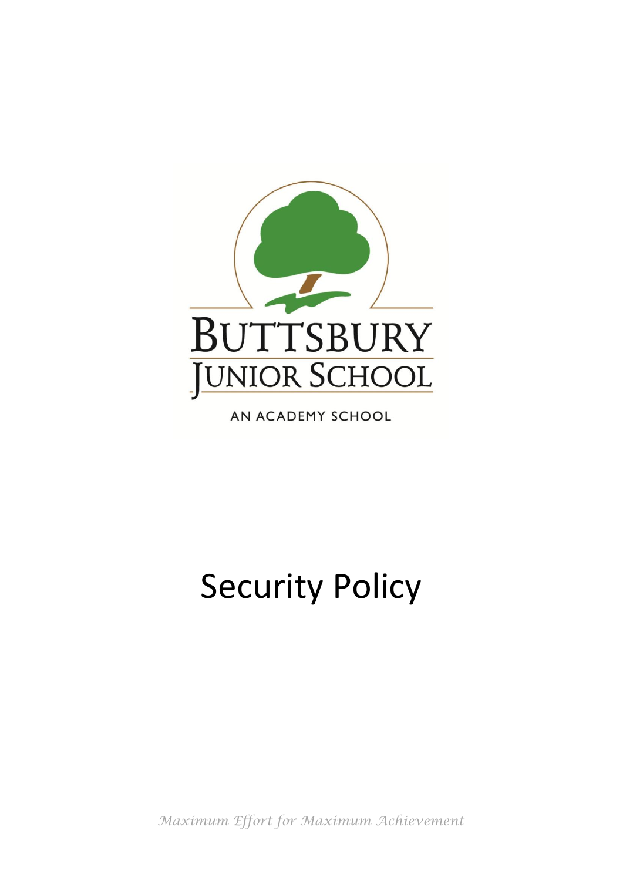BUTTSBURY JUNIOR SCHOOL

AN ACADEMY SCHOOL

# Security Policy

*Maximum Effort for Maximum Achievement*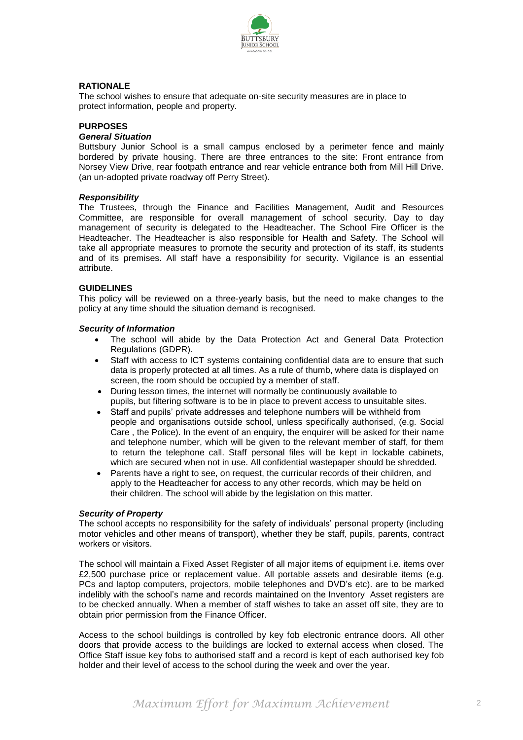## RATIONALE

The school wishes to ensure that adequate on-site security measures are in place to protect information, people and property.

## PURPOSES

### *General Situation*

Buttsbury Junior School is a small campus enclosed by a perimeter fence and mainly bordered by private housing. There are three entrances to the site: Front entrance from Norsey View Drive, rear footpath entrance and rear vehicle entrance both from Mill Hill Drive. (an un-adopted private roadway off Perry Street).

### *Responsibility*

The Trustees, through the Finance and Facilities Management, Audit and Resources Committee, are responsible for overall management of school security. Day to day management of security is delegated to the Headteacher. The School Fire Officer is the Headteacher. The Headteacher is also responsible for Health and Safety. The School will take all appropriate measures to promote the security and protection of its staff, its students and of its premises. All staff have a responsibility for security. Vigilance is an essential attribute.

## GUIDELINES

This policy will be reviewed on a three-yearly basis, but the need to make changes to the policy at any time should the situation demand is recognised.

### *Security of Information*

- The school will abide by the Data Protection Act and General Data Protection Regulations (GDPR).
- Staff with access to ICT systems containing confidential data are to ensure that such data is properly protected at all times. As a rule of thumb, where data is displayed on screen, the room should be occupied by a member of staff.
- During lesson times, the internet will normally be continuously available to pupils, but filtering software is to be in place to prevent access to unsuitable sites.
- Staff and pupils' private addresses and telephone numbers will be withheld from people and organisations outside school, unless specifically authorised, (e.g. Social Care , the Police). In the event of an enquiry, the enquirer will be asked for their name and telephone number, which will be given to the relevant member of staff, for them to return the telephone call. Staff personal files will be kept in lockable cabinets, which are secured when not in use. All confidential wastepaper should be shredded.
- Parents have a right to see, on request, the curricular records of their children, and apply to the Headteacher for access to any other records, which may be held on their children. The school will abide by the legislation on this matter.

### *Security of Property*

The school accepts no responsibility for the safety of individuals' personal property (including motor vehicles and other means of transport), whether they be staff, pupils, parents, contract workers or visitors.

The school will maintain a Fixed Asset Register of all major items of equipment i.e. items over £2,500 purchase price or replacement value. All portable assets and desirable items (e.g. PCs and laptop computers, projectors, mobile telephones and DVD's etc). are to be marked indelibly with the school's name and records maintained on the Inventory Asset registers are to be checked annually. When a member of staff wishes to take an asset off site, they are to obtain prior permission from the Finance Officer.

Access to the school buildings is controlled by key fob electronic entrance doors. All other doors that provide access to the buildings are locked to external access when closed. The Office Staff issue key fobs to authorised staff and a record is kept of each authorised key fob holder and their level of access to the school during the week and over the year.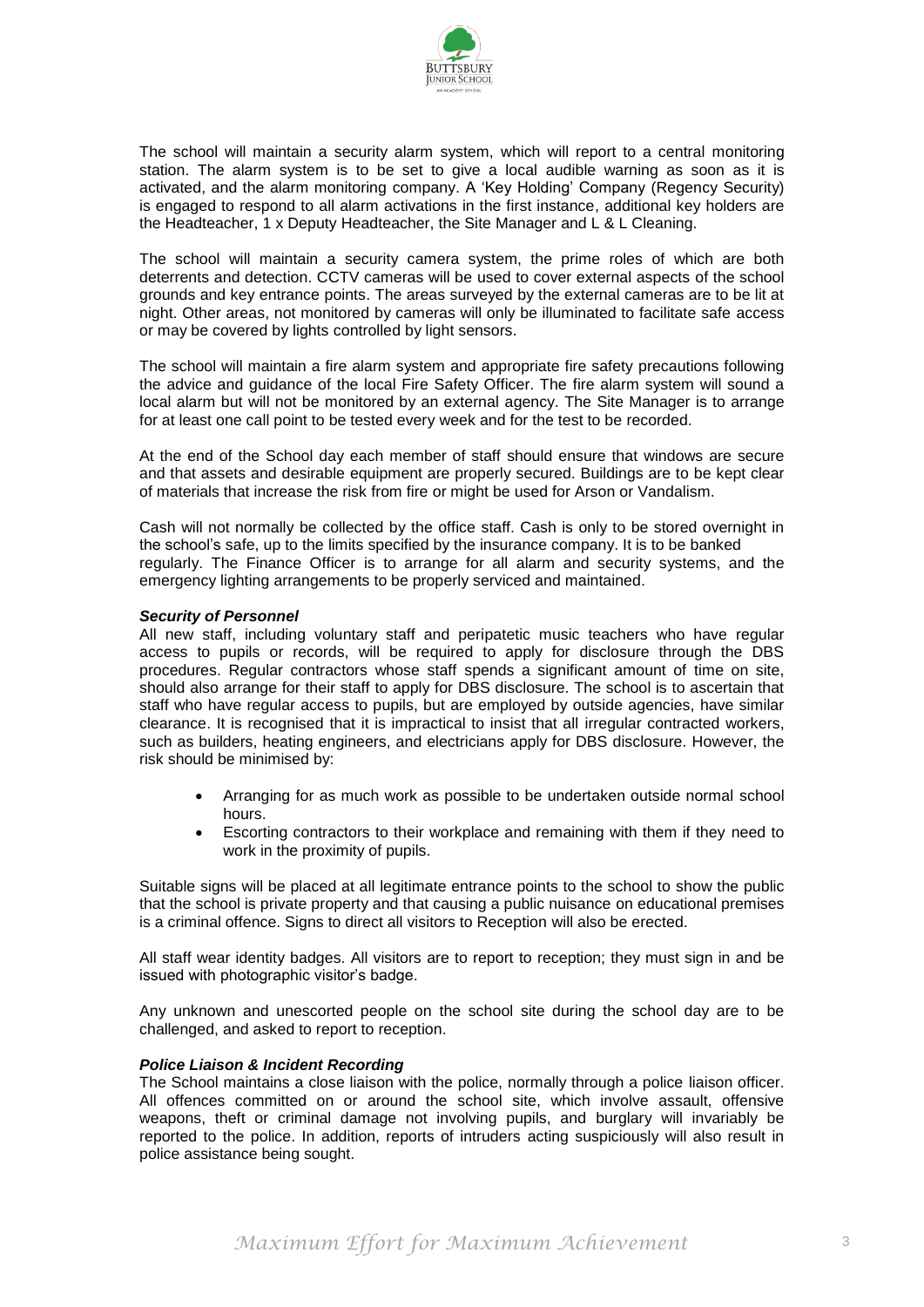The school will maintain a security alarm system, which will report to a central monitoring station. The alarm system is to be set to give a local audible warning as soon as it is activated, and the alarm monitoring company. A 'Key Holding' Company (Regency Security) is engaged to respond to all alarm activations in the first instance, additional key holders are the Headteacher, 1 x Deputy Headteacher, the Site Manager and L & L Cleaning.

The school will maintain a security camera system, the prime roles of which are both deterrents and detection. CCTV cameras will be used to cover external aspects of the school grounds and key entrance points. The areas surveyed by the external cameras are to be lit at night. Other areas, not monitored by cameras will only be illuminated to facilitate safe access or may be covered by lights controlled by light sensors.

The school will maintain a fire alarm system and appropriate fire safety precautions following the advice and guidance of the local Fire Safety Officer. The fire alarm system will sound a local alarm but will not be monitored by an external agency. The Site Manager is to arrange for at least one call point to be tested every week and for the test to be recorded.

At the end of the School day each member of staff should ensure that windows are secure and that assets and desirable equipment are properly secured. Buildings are to be kept clear of materials that increase the risk from fire or might be used for Arson or Vandalism.

Cash will not normally be collected by the office staff. Cash is only to be stored overnight in the school's safe, up to the limits specified by the insurance company. It is to be banked regularly. The Finance Officer is to arrange for all alarm and security systems, and the emergency lighting arrangements to be properly serviced and maintained.

***Security of Personnel***

All new staff, including voluntary staff and peripatetic music teachers who have regular access to pupils or records, will be required to apply for disclosure through the DBS procedures. Regular contractors whose staff spends a significant amount of time on site, should also arrange for their staff to apply for DBS disclosure. The school is to ascertain that staff who have regular access to pupils, but are employed by outside agencies, have similar clearance. It is recognised that it is impractical to insist that all irregular contracted workers, such as builders, heating engineers, and electricians apply for DBS disclosure. However, the risk should be minimised by:

- Arranging for as much work as possible to be undertaken outside normal school hours.
- Escorting contractors to their workplace and remaining with them if they need to work in the proximity of pupils.

Suitable signs will be placed at all legitimate entrance points to the school to show the public that the school is private property and that causing a public nuisance on educational premises is a criminal offence. Signs to direct all visitors to Reception will also be erected.

All staff wear identity badges. All visitors are to report to reception; they must sign in and be issued with photographic visitor's badge.

Any unknown and unescorted people on the school site during the school day are to be challenged, and asked to report to reception.

***Police Liaison & Incident Recording***

The School maintains a close liaison with the police, normally through a police liaison officer. All offences committed on or around the school site, which involve assault, offensive weapons, theft or criminal damage not involving pupils, and burglary will invariably be reported to the police. In addition, reports of intruders acting suspiciously will also result in police assistance being sought.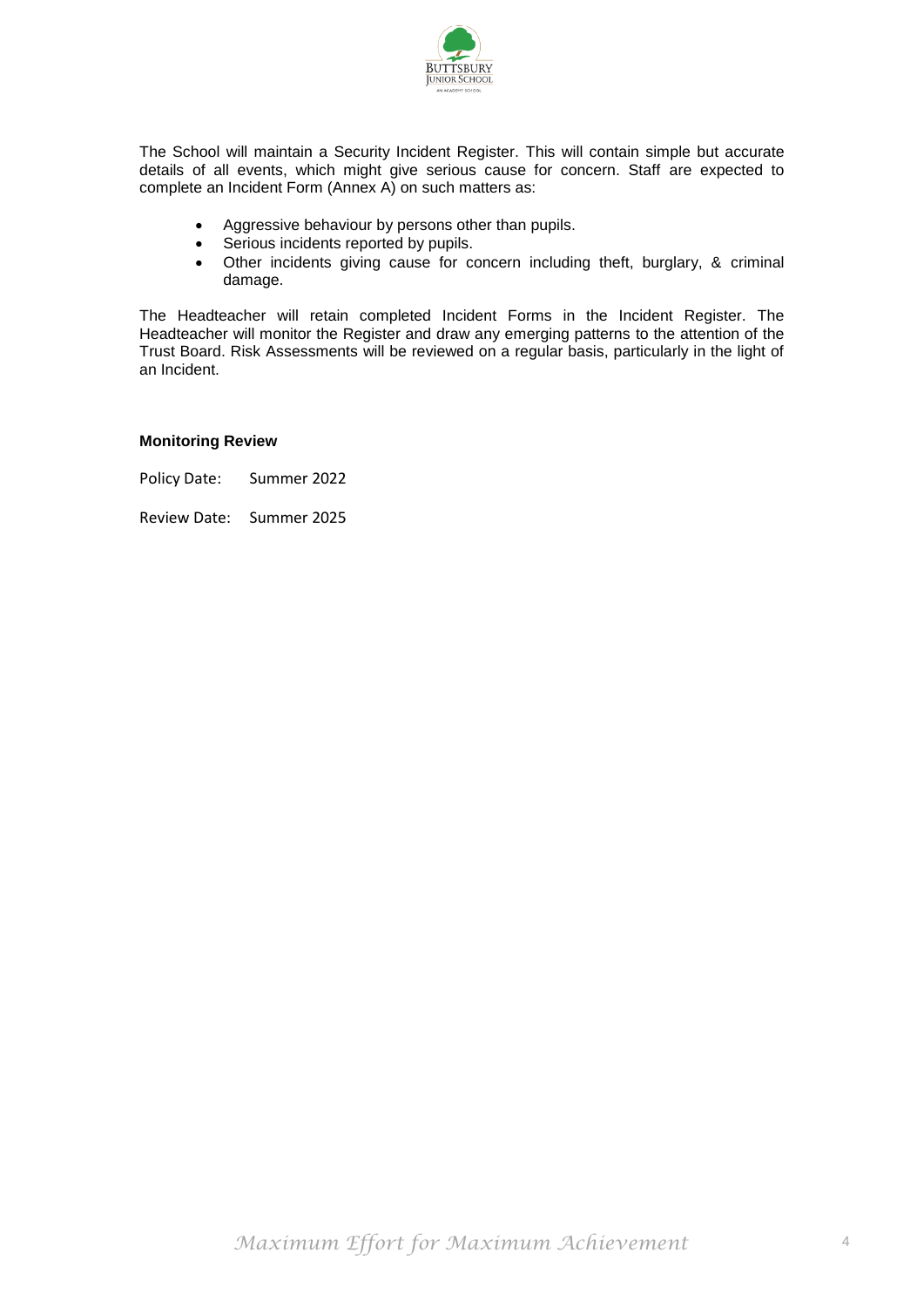The School will maintain a Security Incident Register. This will contain simple but accurate details of all events, which might give serious cause for concern. Staff are expected to complete an Incident Form (Annex A) on such matters as:

- Aggressive behaviour by persons other than pupils.
- Serious incidents reported by pupils.
- Other incidents giving cause for concern including theft, burglary, & criminal damage.

The Headteacher will retain completed Incident Forms in the Incident Register. The Headteacher will monitor the Register and draw any emerging patterns to the attention of the Trust Board. Risk Assessments will be reviewed on a regular basis, particularly in the light of an Incident.

**Monitoring Review**

Policy Date: Summer 2022

Review Date: Summer 2025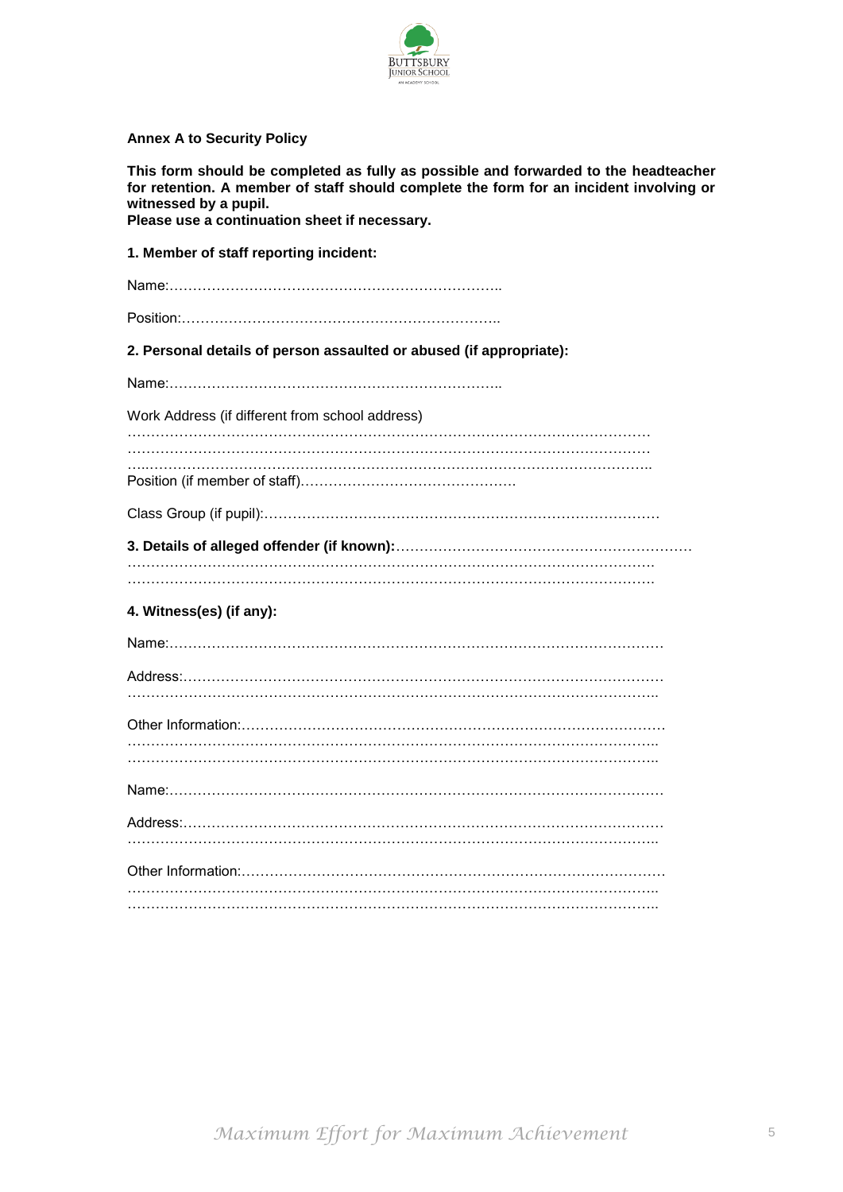**Annex A to Security Policy**

**This form should be completed as fully as possible and forwarded to the headteacher for retention. A member of staff should complete the form for an incident involving or witnessed by a pupil.**
**Please use a continuation sheet if necessary.**

**1. Member of staff reporting incident:**

Name:……………………………………………………………..

Position:…………………………………………………………..

**2. Personal details of person assaulted or abused (if appropriate):**

Name:……………………………………………………………..

Work Address (if different from school address)
…………………………………………………………………………………………………
…………………………………………………………………………………………………
…..……………………………………………………………………………………………..
Position (if member of staff)……………………………………….

Class Group (if pupil):…………………………………………………………………………

**3. Details of alleged offender (if known):**……………………………………………………
…………………………………………………………………………………………………
…………………………………………………………………………………………………

**4. Witness(es) (if any):**

Name:…………………………………………………………………………………………

Address:………………………………………………………………………………………
…………………………………………………………………………………………………..

Other Information:……………………………………………………………………………
…………………………………………………………………………………………………..
…………………………………………………………………………………………………..

Name:…………………………………………………………………………………………

Address:………………………………………………………………………………………
…………………………………………………………………………………………………..

Other Information:……………………………………………………………………………
…………………………………………………………………………………………………..
…………………………………………………………………………………………………..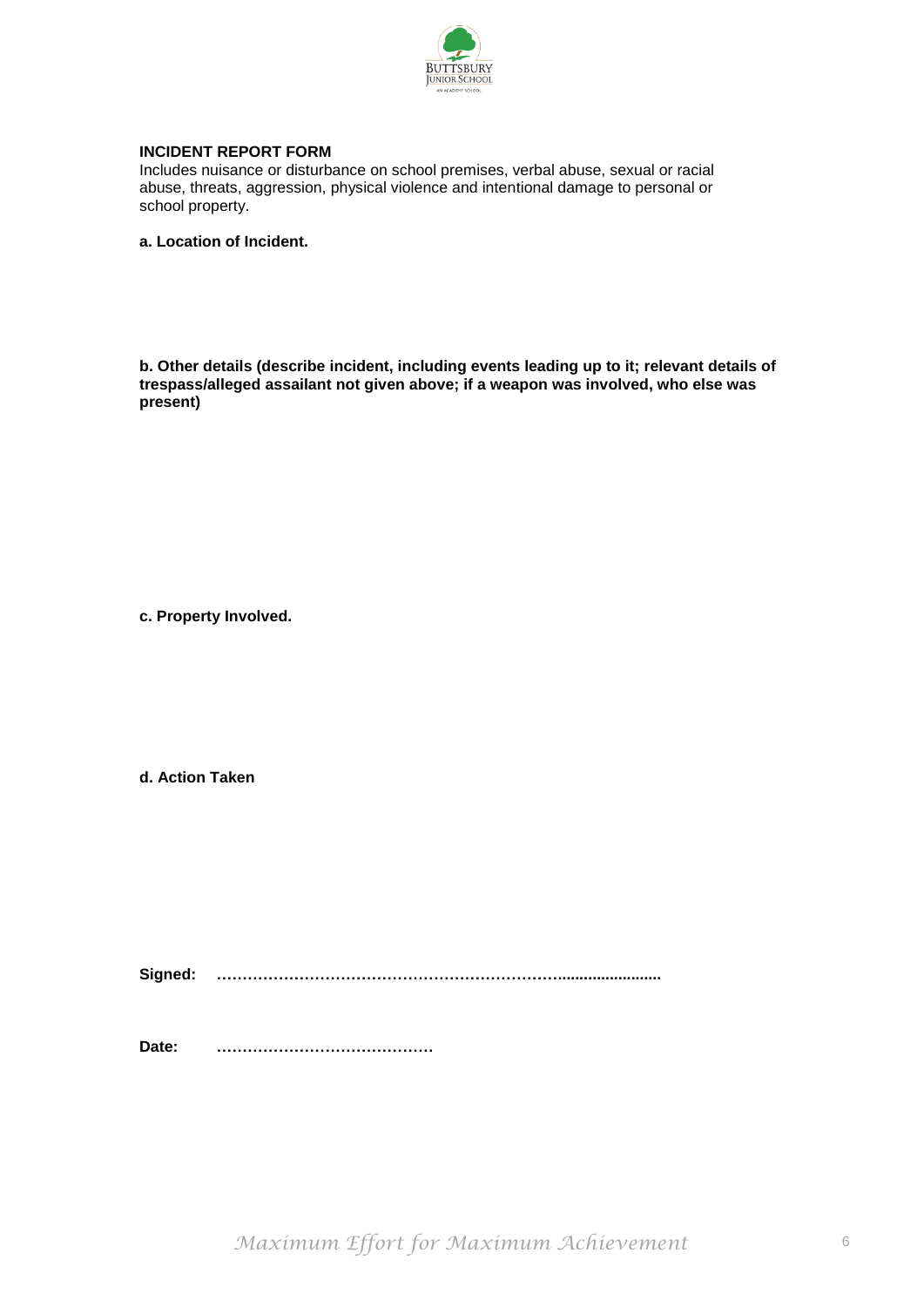## INCIDENT REPORT FORM

Includes nuisance or disturbance on school premises, verbal abuse, sexual or racial abuse, threats, aggression, physical violence and intentional damage to personal or school property.

**a. Location of Incident.**

**b. Other details (describe incident, including events leading up to it; relevant details of trespass/alleged assailant not given above; if a weapon was involved, who else was present)**

**c. Property Involved.**

**d. Action Taken**

**Signed:** ………………………………………………………………......................

**Date:** ……………………………………